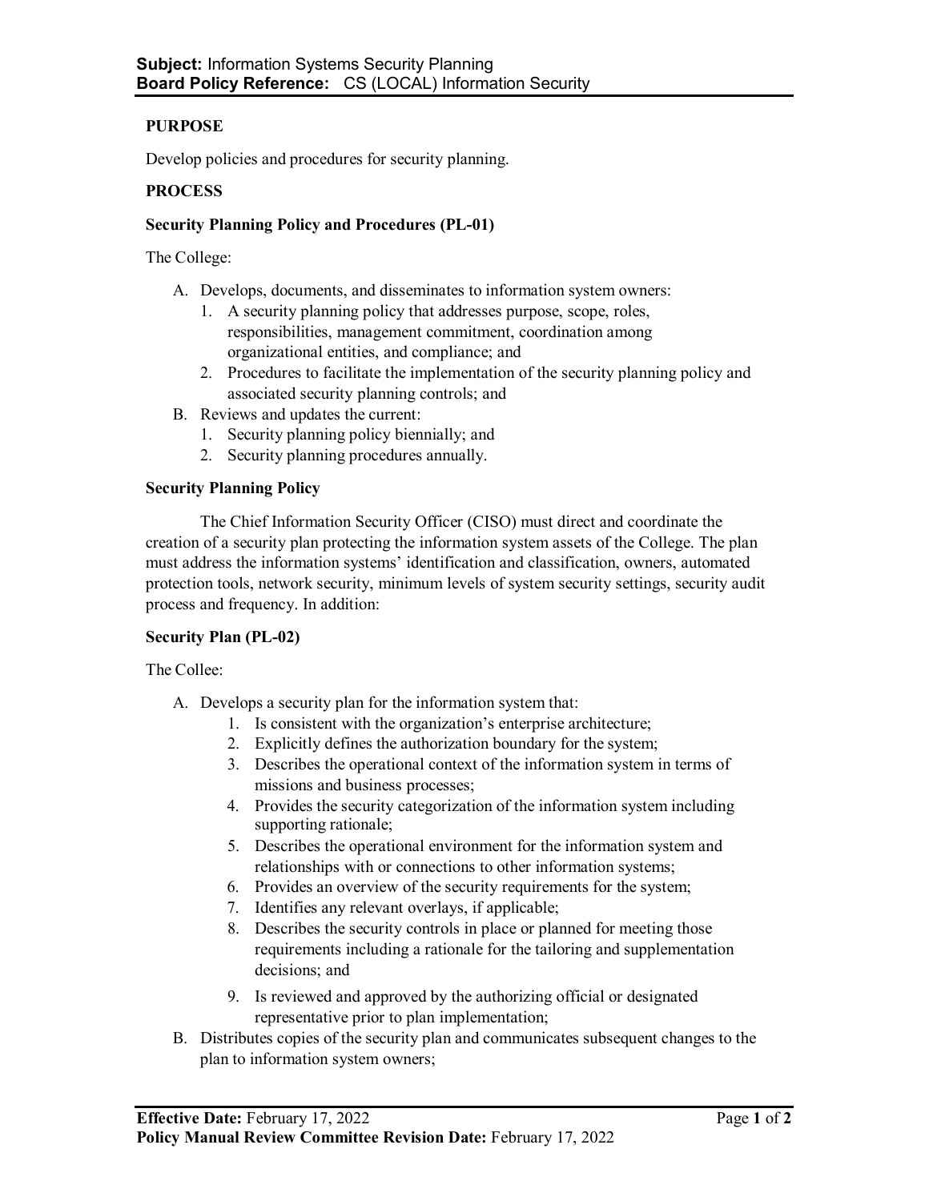**Subject:** Information Systems Security Planning
**Board Policy Reference:** CS (LOCAL) Information Security

**PURPOSE**

Develop policies and procedures for security planning.

**PROCESS**

**Security Planning Policy and Procedures (PL-01)**

The College:

A. Develops, documents, and disseminates to information system owners:
    1. A security planning policy that addresses purpose, scope, roles, responsibilities, management commitment, coordination among organizational entities, and compliance; and
    2. Procedures to facilitate the implementation of the security planning policy and associated security planning controls; and
B. Reviews and updates the current:
    1. Security planning policy biennially; and
    2. Security planning procedures annually.

**Security Planning Policy**

The Chief Information Security Officer (CISO) must direct and coordinate the creation of a security plan protecting the information system assets of the College. The plan must address the information systems' identification and classification, owners, automated protection tools, network security, minimum levels of system security settings, security audit process and frequency. In addition:

**Security Plan (PL-02)**

The Collee:

A. Develops a security plan for the information system that:
    1. Is consistent with the organization's enterprise architecture;
    2. Explicitly defines the authorization boundary for the system;
    3. Describes the operational context of the information system in terms of missions and business processes;
    4. Provides the security categorization of the information system including supporting rationale;
    5. Describes the operational environment for the information system and relationships with or connections to other information systems;
    6. Provides an overview of the security requirements for the system;
    7. Identifies any relevant overlays, if applicable;
    8. Describes the security controls in place or planned for meeting those requirements including a rationale for the tailoring and supplementation decisions; and
    9. Is reviewed and approved by the authorizing official or designated representative prior to plan implementation;
B. Distributes copies of the security plan and communicates subsequent changes to the plan to information system owners;

**Effective Date:** February 17, 2022
**Policy Manual Review Committee Revision Date:** February 17, 2022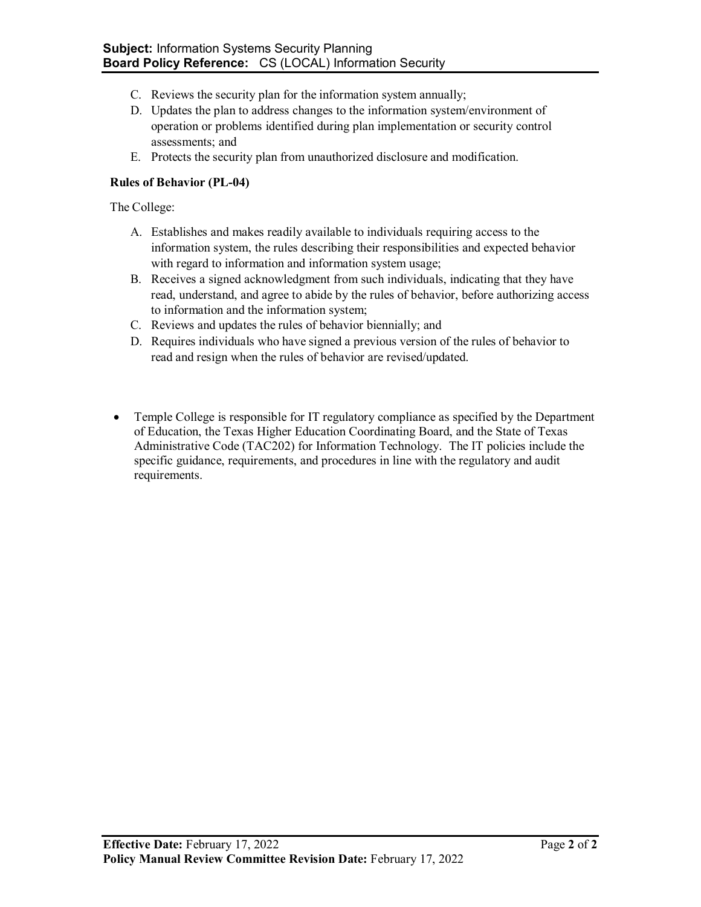C. Reviews the security plan for the information system annually;
D. Updates the plan to address changes to the information system/environment of operation or problems identified during plan implementation or security control assessments; and
E. Protects the security plan from unauthorized disclosure and modification.

**Rules of Behavior (PL-04)**

The College:

A. Establishes and makes readily available to individuals requiring access to the information system, the rules describing their responsibilities and expected behavior with regard to information and information system usage;
B. Receives a signed acknowledgment from such individuals, indicating that they have read, understand, and agree to abide by the rules of behavior, before authorizing access to information and the information system;
C. Reviews and updates the rules of behavior biennially; and
D. Requires individuals who have signed a previous version of the rules of behavior to read and resign when the rules of behavior are revised/updated.

- Temple College is responsible for IT regulatory compliance as specified by the Department of Education, the Texas Higher Education Coordinating Board, and the State of Texas Administrative Code (TAC202) for Information Technology. The IT policies include the specific guidance, requirements, and procedures in line with the regulatory and audit requirements.